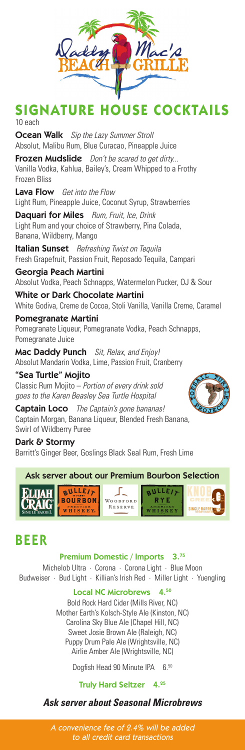Daddy Mac's Beach Grille

# SIGNATURE HOUSE COCKTAILS

10 each

**Ocean Walk** *Sip the Lazy Summer Stroll*
Absolut, Malibu Rum, Blue Curacao, Pineapple Juice

**Frozen Mudslide** *Don't be scared to get dirty...*
Vanilla Vodka, Kahlua, Bailey's, Cream Whipped to a Frothy Frozen Bliss

**Lava Flow** *Get into the Flow*
Light Rum, Pineapple Juice, Coconut Syrup, Strawberries

**Daquari for Miles** *Rum, Fruit, Ice, Drink*
Light Rum and your choice of Strawberry, Pina Colada, Banana, Wildberry, Mango

**Italian Sunset** *Refreshing Twist on Tequila*
Fresh Grapefruit, Passion Fruit, Reposado Tequila, Campari

**Georgia Peach Martini**
Absolut Vodka, Peach Schnapps, Watermelon Pucker, OJ & Sour

**White or Dark Chocolate Martini**
White Godiva, Creme de Cocoa, Stoli Vanilla, Vanilla Creme, Caramel

**Pomegranate Martini**
Pomegranate Liqueur, Pomegranate Vodka, Peach Schnapps, Pomegranate Juice

**Mac Daddy Punch** *Sit, Relax, and Enjoy!*
Absolut Mandarin Vodka, Lime, Passion Fruit, Cranberry

**"Sea Turtle" Mojito**
Classic Rum Mojito – *Portion of every drink sold goes to the Karen Beasley Sea Turtle Hospital*

Topsail Turtle Project

**Captain Loco** *The Captain's gone bananas!*
Captain Morgan, Banana Liqueur, Blended Fresh Banana, Swirl of Wildberry Puree

**Dark & Stormy**
Barritt's Ginger Beer, Goslings Black Seal Rum, Fresh Lime

**Ask server about our Premium Bourbon Selection**

Elijah Craig Single Barrel · Bulleit Bourbon · Woodford Reserve · Bulleit Rye · Knob Creek Single Barrel

# BEER

**Premium Domestic / Imports 3.75**

Michelob Ultra · Corona · Corona Light · Blue Moon
Budweiser · Bud Light · Killian's Irish Red · Miller Light · Yuengling

**Local NC Microbrews 4.50**

Bold Rock Hard Cider (Mills River, NC)
Mother Earth's Kolsch-Style Ale (Kinston, NC)
Carolina Sky Blue Ale (Chapel Hill, NC)
Sweet Josie Brown Ale (Raleigh, NC)
Puppy Drum Pale Ale (Wrightsville, NC)
Airlie Amber Ale (Wrightsville, NC)

Dogfish Head 90 Minute IPA 6.50

**Truly Hard Seltzer 4.25**

***Ask server about Seasonal Microbrews***

*A convenience fee of 2.4% will be added to all credit card transactions*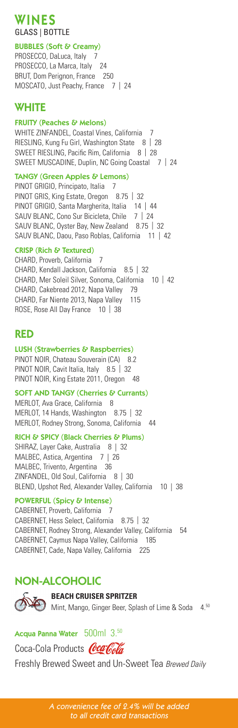# WINES

GLASS | BOTTLE

### BUBBLES (Soft & Creamy)

PROSECCO, DaLuca, Italy 7
PROSECCO, La Marca, Italy 24
BRUT, Dom Perignon, France 250
MOSCATO, Just Peachy, France 7 | 24

## WHITE

### FRUITY (Peaches & Melons)

WHITE ZINFANDEL, Coastal Vines, California 7
RIESLING, Kung Fu Girl, Washington State 8 | 28
SWEET RIESLING, Pacific Rim, California 8 | 28
SWEET MUSCADINE, Duplin, NC Going Coastal 7 | 24

### TANGY (Green Apples & Lemons)

PINOT GRIGIO, Principato, Italia 7
PINOT GRIS, King Estate, Oregon 8.75 | 32
PINOT GRIGIO, Santa Margherita, Italia 14 | 44
SAUV BLANC, Cono Sur Bicicleta, Chile 7 | 24
SAUV BLANC, Oyster Bay, New Zealand 8.75 | 32
SAUV BLANC, Daou, Paso Roblas, California 11 | 42

### CRISP (Rich & Textured)

CHARD, Proverb, California 7
CHARD, Kendall Jackson, California 8.5 | 32
CHARD, Mer Soleil Silver, Sonoma, California 10 | 42
CHARD, Cakebread 2012, Napa Valley 79
CHARD, Far Niente 2013, Napa Valley 115
ROSE, Rose All Day France 10 | 38

## RED

### LUSH (Strawberries & Raspberries)

PINOT NOIR, Chateau Souverain (CA) 8.2
PINOT NOIR, Cavit Italia, Italy 8.5 | 32
PINOT NOIR, King Estate 2011, Oregon 48

### SOFT AND TANGY (Cherries & Currants)

MERLOT, Ava Grace, California 8
MERLOT, 14 Hands, Washington 8.75 | 32
MERLOT, Rodney Strong, Sonoma, California 44

### RICH & SPICY (Black Cherries & Plums)

SHIRAZ, Layer Cake, Australia 8 | 32
MALBEC, Astica, Argentina 7 | 26
MALBEC, Trivento, Argentina 36
ZINFANDEL, Old Soul, California 8 | 30
BLEND, Upshot Red, Alexander Valley, California 10 | 38

### POWERFUL (Spicy & Intense)

CABERNET, Proverb, California 7
CABERNET, Hess Select, California 8.75 | 32
CABERNET, Rodney Strong, Alexander Valley, California 54
CABERNET, Caymus Napa Valley, California 185
CABERNET, Cade, Napa Valley, California 225

## NON-ALCOHOLIC

**BEACH CRUISER SPRITZER**
Mint, Mango, Ginger Beer, Splash of Lime & Soda 4.50

**Acqua Panna Water** 500ml 3.50

Coca-Cola Products

Freshly Brewed Sweet and Un-Sweet Tea *Brewed Daily*

*A convenience fee of 2.4% will be added to all credit card transactions*